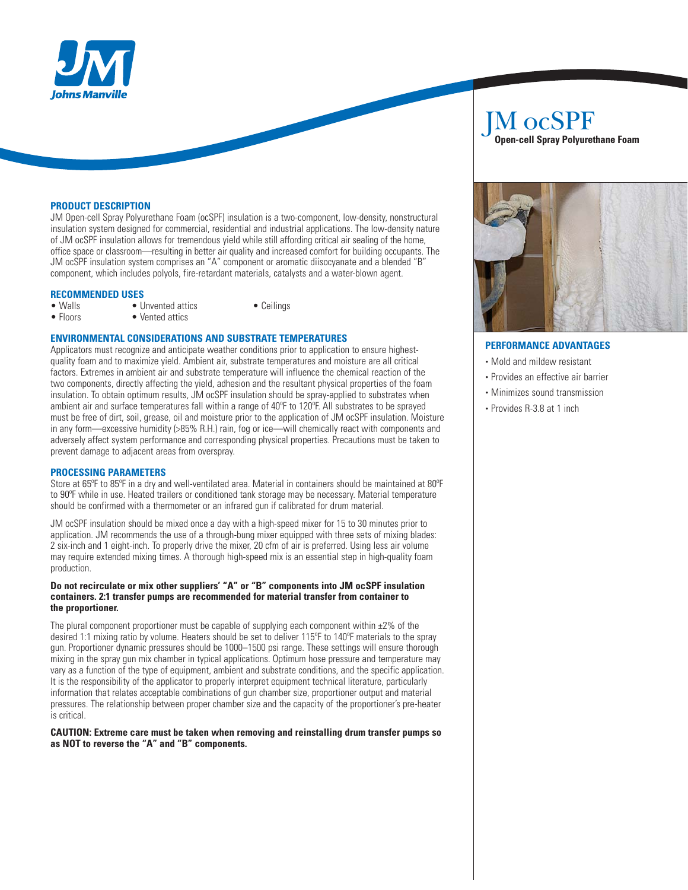# JM ocSPF

**Open-cell Spray Polyurethane Foam**

## PRODUCT DESCRIPTION

JM Open-cell Spray Polyurethane Foam (ocSPF) insulation is a two-component, low-density, nonstructural insulation system designed for commercial, residential and industrial applications. The low-density nature of JM ocSPF insulation allows for tremendous yield while still affording critical air sealing of the home, office space or classroom—resulting in better air quality and increased comfort for building occupants. The JM ocSPF insulation system comprises an "A" component or aromatic diisocyanate and a blended "B" component, which includes polyols, fire-retardant materials, catalysts and a water-blown agent.

## RECOMMENDED USES

- Walls
- Floors
- Unvented attics
- Vented attics
- Ceilings

## ENVIRONMENTAL CONSIDERATIONS AND SUBSTRATE TEMPERATURES

Applicators must recognize and anticipate weather conditions prior to application to ensure highest-quality foam and to maximize yield. Ambient air, substrate temperatures and moisture are all critical factors. Extremes in ambient air and substrate temperature will influence the chemical reaction of the two components, directly affecting the yield, adhesion and the resultant physical properties of the foam insulation. To obtain optimum results, JM ocSPF insulation should be spray-applied to substrates when ambient air and surface temperatures fall within a range of 40ºF to 120ºF. All substrates to be sprayed must be free of dirt, soil, grease, oil and moisture prior to the application of JM ocSPF insulation. Moisture in any form—excessive humidity (>85% R.H.) rain, fog or ice—will chemically react with components and adversely affect system performance and corresponding physical properties. Precautions must be taken to prevent damage to adjacent areas from overspray.

## PROCESSING PARAMETERS

Store at 65ºF to 85ºF in a dry and well-ventilated area. Material in containers should be maintained at 80ºF to 90ºF while in use. Heated trailers or conditioned tank storage may be necessary. Material temperature should be confirmed with a thermometer or an infrared gun if calibrated for drum material.

JM ocSPF insulation should be mixed once a day with a high-speed mixer for 15 to 30 minutes prior to application. JM recommends the use of a through-bung mixer equipped with three sets of mixing blades: 2 six-inch and 1 eight-inch. To properly drive the mixer, 20 cfm of air is preferred. Using less air volume may require extended mixing times. A thorough high-speed mix is an essential step in high-quality foam production.

**Do not recirculate or mix other suppliers' "A" or "B" components into JM ocSPF insulation containers. 2:1 transfer pumps are recommended for material transfer from container to the proportioner.**

The plural component proportioner must be capable of supplying each component within ±2% of the desired 1:1 mixing ratio by volume. Heaters should be set to deliver 115ºF to 140ºF materials to the spray gun. Proportioner dynamic pressures should be 1000–1500 psi range. These settings will ensure thorough mixing in the spray gun mix chamber in typical applications. Optimum hose pressure and temperature may vary as a function of the type of equipment, ambient and substrate conditions, and the specific application. It is the responsibility of the applicator to properly interpret equipment technical literature, particularly information that relates acceptable combinations of gun chamber size, proportioner output and material pressures. The relationship between proper chamber size and the capacity of the proportioner's pre-heater is critical.

**CAUTION: Extreme care must be taken when removing and reinstalling drum transfer pumps so as NOT to reverse the "A" and "B" components.**

## PERFORMANCE ADVANTAGES

- Mold and mildew resistant
- Provides an effective air barrier
- Minimizes sound transmission
- Provides R-3.8 at 1 inch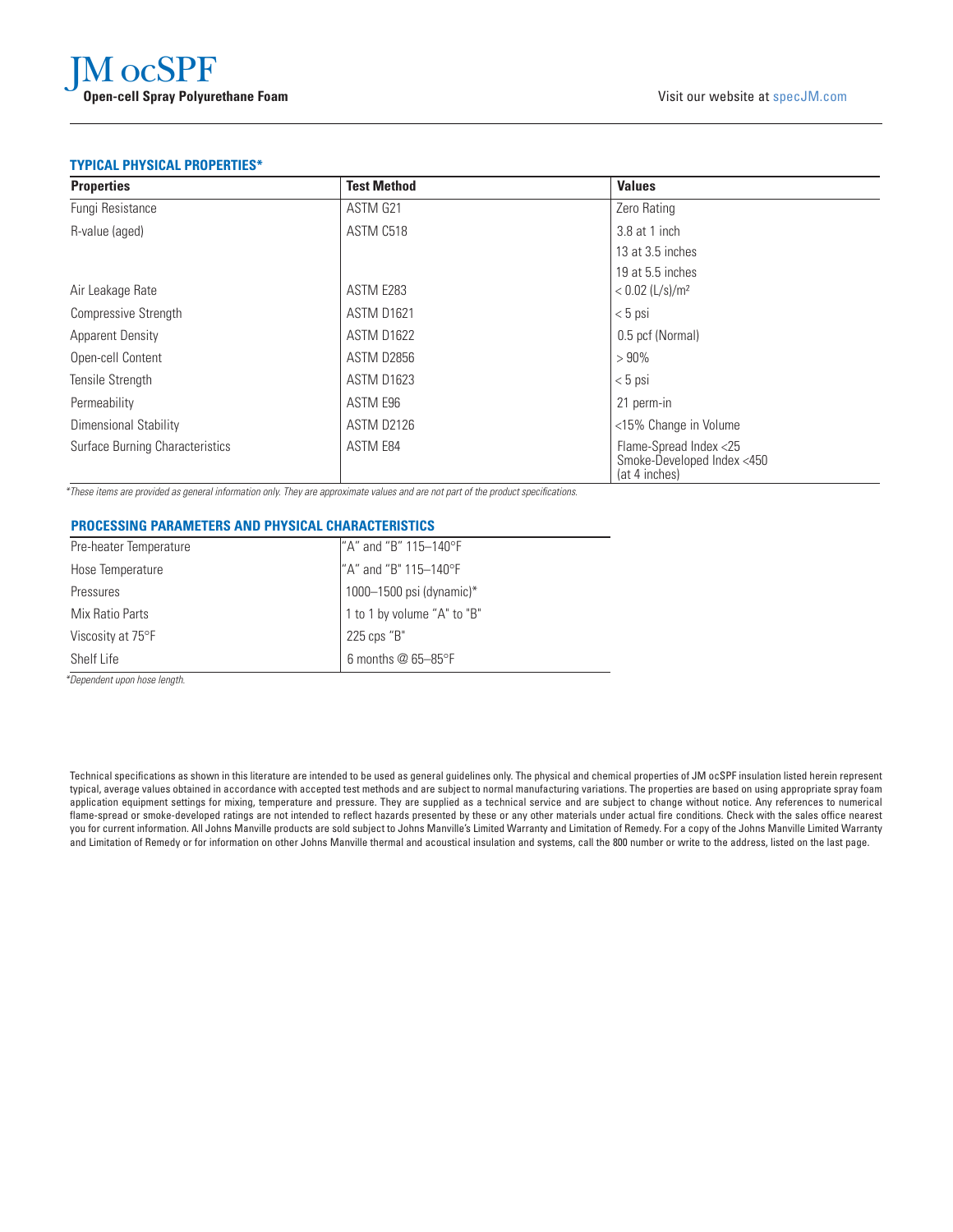# JM ocSPF

**Open-cell Spray Polyurethane Foam**

Visit our website at specJM.com

### TYPICAL PHYSICAL PROPERTIES*

| Properties | Test Method | Values |
|---|---|---|
| Fungi Resistance | ASTM G21 | Zero Rating |
| R-value (aged) | ASTM C518 | 3.8 at 1 inch |
| | | 13 at 3.5 inches |
| | | 19 at 5.5 inches |
| Air Leakage Rate | ASTM E283 | < 0.02 (L/s)/m² |
| Compressive Strength | ASTM D1621 | < 5 psi |
| Apparent Density | ASTM D1622 | 0.5 pcf (Normal) |
| Open-cell Content | ASTM D2856 | > 90% |
| Tensile Strength | ASTM D1623 | < 5 psi |
| Permeability | ASTM E96 | 21 perm-in |
| Dimensional Stability | ASTM D2126 | <15% Change in Volume |
| Surface Burning Characteristics | ASTM E84 | Flame-Spread Index <25<br>Smoke-Developed Index <450<br>(at 4 inches) |

*These items are provided as general information only. They are approximate values and are not part of the product specifications.*

### PROCESSING PARAMETERS AND PHYSICAL CHARACTERISTICS

| | |
|---|---|
| Pre-heater Temperature | "A" and "B" 115–140°F |
| Hose Temperature | "A" and "B" 115–140°F |
| Pressures | 1000–1500 psi (dynamic)* |
| Mix Ratio Parts | 1 to 1 by volume "A" to "B" |
| Viscosity at 75°F | 225 cps "B" |
| Shelf Life | 6 months @ 65–85°F |

*Dependent upon hose length.*

Technical specifications as shown in this literature are intended to be used as general guidelines only. The physical and chemical properties of JM ocSPF insulation listed herein represent typical, average values obtained in accordance with accepted test methods and are subject to normal manufacturing variations. The properties are based on using appropriate spray foam application equipment settings for mixing, temperature and pressure. They are supplied as a technical service and are subject to change without notice. Any references to numerical flame-spread or smoke-developed ratings are not intended to reflect hazards presented by these or any other materials under actual fire conditions. Check with the sales office nearest you for current information. All Johns Manville products are sold subject to Johns Manville's Limited Warranty and Limitation of Remedy. For a copy of the Johns Manville Limited Warranty and Limitation of Remedy or for information on other Johns Manville thermal and acoustical insulation and systems, call the 800 number or write to the address, listed on the last page.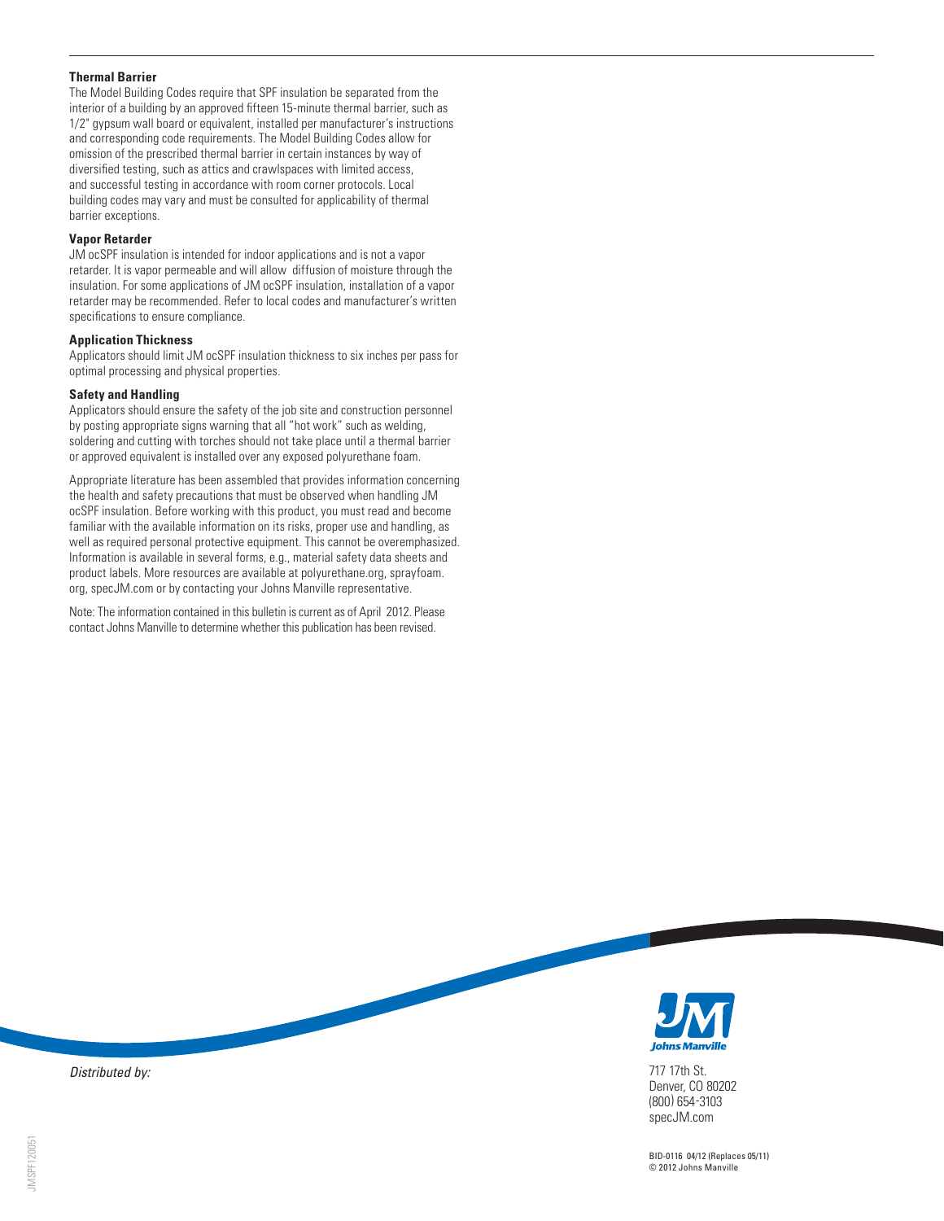### Thermal Barrier

The Model Building Codes require that SPF insulation be separated from the interior of a building by an approved fifteen 15-minute thermal barrier, such as 1/2" gypsum wall board or equivalent, installed per manufacturer's instructions and corresponding code requirements. The Model Building Codes allow for omission of the prescribed thermal barrier in certain instances by way of diversified testing, such as attics and crawlspaces with limited access, and successful testing in accordance with room corner protocols. Local building codes may vary and must be consulted for applicability of thermal barrier exceptions.

### Vapor Retarder

JM ocSPF insulation is intended for indoor applications and is not a vapor retarder. It is vapor permeable and will allow diffusion of moisture through the insulation. For some applications of JM ocSPF insulation, installation of a vapor retarder may be recommended. Refer to local codes and manufacturer's written specifications to ensure compliance.

### Application Thickness

Applicators should limit JM ocSPF insulation thickness to six inches per pass for optimal processing and physical properties.

### Safety and Handling

Applicators should ensure the safety of the job site and construction personnel by posting appropriate signs warning that all "hot work" such as welding, soldering and cutting with torches should not take place until a thermal barrier or approved equivalent is installed over any exposed polyurethane foam.

Appropriate literature has been assembled that provides information concerning the health and safety precautions that must be observed when handling JM ocSPF insulation. Before working with this product, you must read and become familiar with the available information on its risks, proper use and handling, as well as required personal protective equipment. This cannot be overemphasized. Information is available in several forms, e.g., material safety data sheets and product labels. More resources are available at polyurethane.org, sprayfoam.org, specJM.com or by contacting your Johns Manville representative.

Note: The information contained in this bulletin is current as of April 2012. Please contact Johns Manville to determine whether this publication has been revised.

*Distributed by:*

Johns Manville

717 17th St.
Denver, CO 80202
(800) 654-3103
specJM.com

BID-0116 04/12 (Replaces 05/11)
© 2012 Johns Manville

JMSPF120051